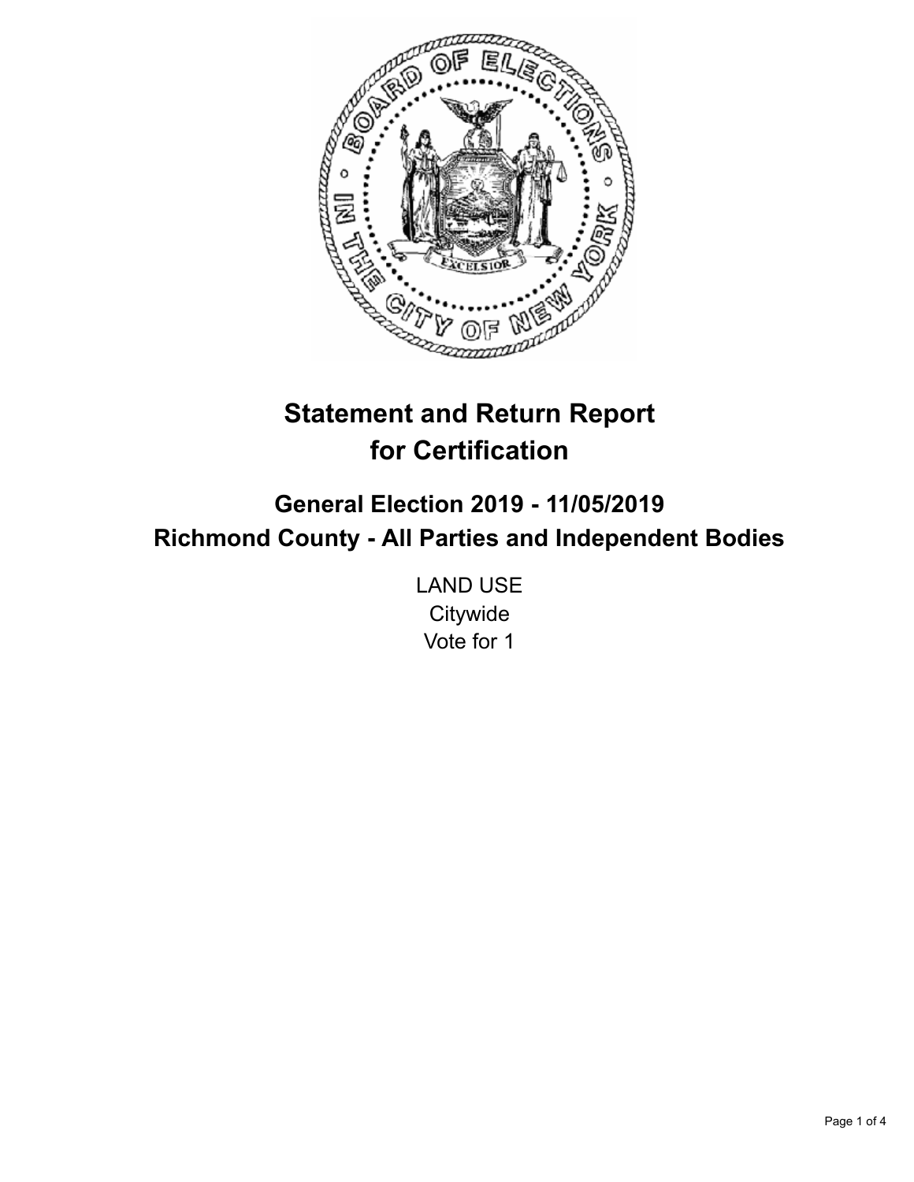# Statement and Return Report for Certification

## General Election 2019 - 11/05/2019
## Richmond County - All Parties and Independent Bodies

LAND USE
Citywide
Vote for 1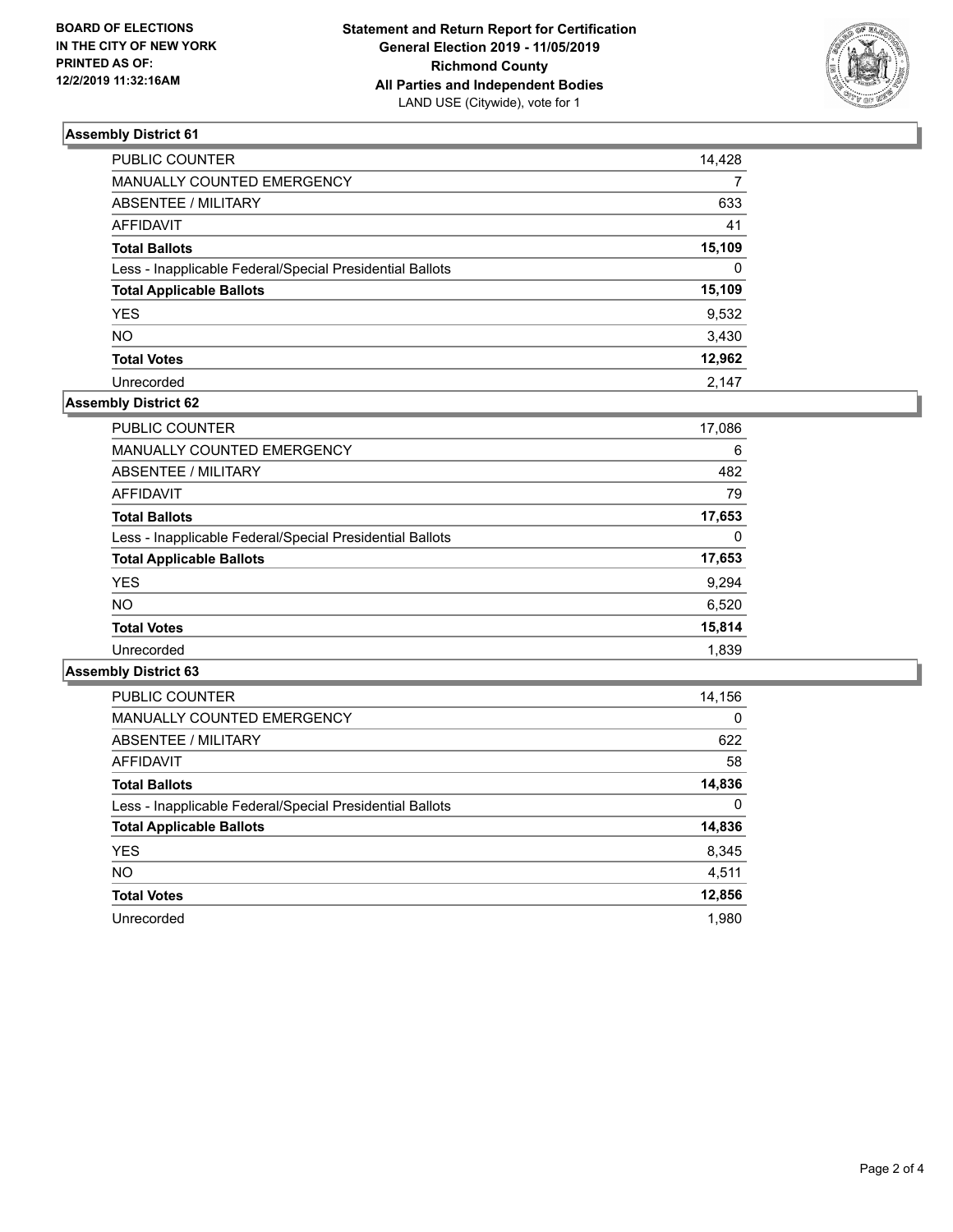**BOARD OF ELECTIONS IN THE CITY OF NEW YORK PRINTED AS OF: 12/2/2019 11:32:16AM**

**Statement and Return Report for Certification General Election 2019 - 11/05/2019 Richmond County All Parties and Independent Bodies**
LAND USE (Citywide), vote for 1

### Assembly District 61

| | |
|---|---|
| PUBLIC COUNTER | 14,428 |
| MANUALLY COUNTED EMERGENCY | 7 |
| ABSENTEE / MILITARY | 633 |
| AFFIDAVIT | 41 |
| **Total Ballots** | **15,109** |
| Less - Inapplicable Federal/Special Presidential Ballots | 0 |
| **Total Applicable Ballots** | **15,109** |
| YES | 9,532 |
| NO | 3,430 |
| **Total Votes** | **12,962** |
| Unrecorded | 2,147 |

### Assembly District 62

| | |
|---|---|
| PUBLIC COUNTER | 17,086 |
| MANUALLY COUNTED EMERGENCY | 6 |
| ABSENTEE / MILITARY | 482 |
| AFFIDAVIT | 79 |
| **Total Ballots** | **17,653** |
| Less - Inapplicable Federal/Special Presidential Ballots | 0 |
| **Total Applicable Ballots** | **17,653** |
| YES | 9,294 |
| NO | 6,520 |
| **Total Votes** | **15,814** |
| Unrecorded | 1,839 |

### Assembly District 63

| | |
|---|---|
| PUBLIC COUNTER | 14,156 |
| MANUALLY COUNTED EMERGENCY | 0 |
| ABSENTEE / MILITARY | 622 |
| AFFIDAVIT | 58 |
| **Total Ballots** | **14,836** |
| Less - Inapplicable Federal/Special Presidential Ballots | 0 |
| **Total Applicable Ballots** | **14,836** |
| YES | 8,345 |
| NO | 4,511 |
| **Total Votes** | **12,856** |
| Unrecorded | 1,980 |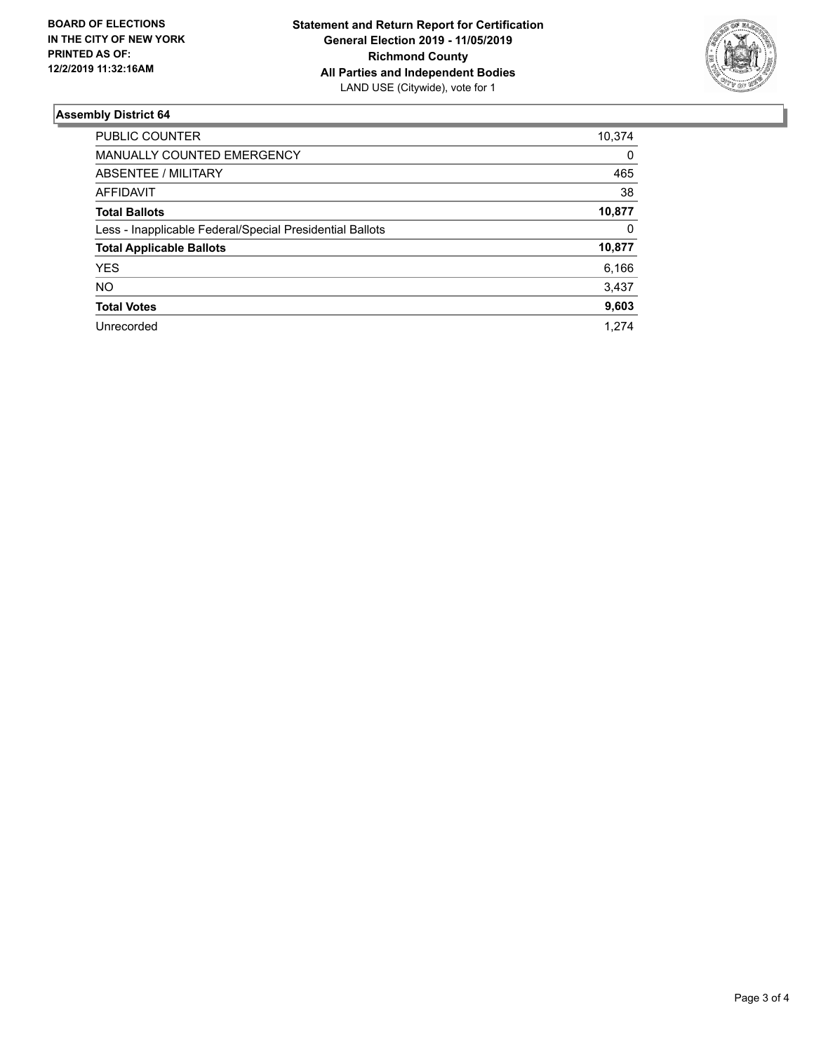**BOARD OF ELECTIONS IN THE CITY OF NEW YORK PRINTED AS OF: 12/2/2019 11:32:16AM**

**Statement and Return Report for Certification**
**General Election 2019 - 11/05/2019**
**Richmond County**
**All Parties and Independent Bodies**
LAND USE (Citywide), vote for 1

### Assembly District 64

| | |
|---|---|
| PUBLIC COUNTER | 10,374 |
| MANUALLY COUNTED EMERGENCY | 0 |
| ABSENTEE / MILITARY | 465 |
| AFFIDAVIT | 38 |
| **Total Ballots** | **10,877** |
| Less - Inapplicable Federal/Special Presidential Ballots | 0 |
| **Total Applicable Ballots** | **10,877** |
| YES | 6,166 |
| NO | 3,437 |
| **Total Votes** | **9,603** |
| Unrecorded | 1,274 |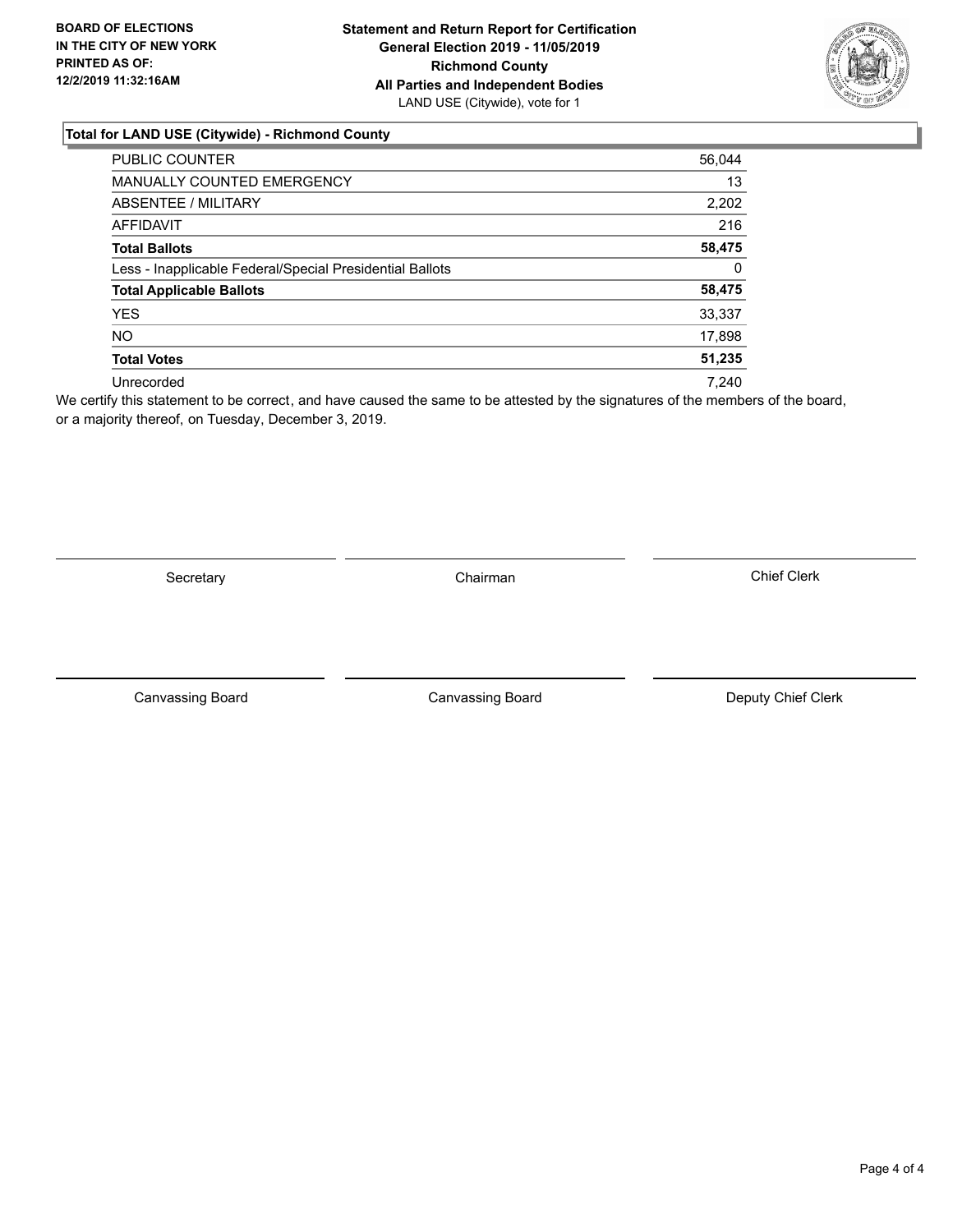**BOARD OF ELECTIONS IN THE CITY OF NEW YORK PRINTED AS OF: 12/2/2019 11:32:16AM**

**Statement and Return Report for Certification General Election 2019 - 11/05/2019 Richmond County All Parties and Independent Bodies**
LAND USE (Citywide), vote for 1

### Total for LAND USE (Citywide) - Richmond County

| | |
|---|---|
| PUBLIC COUNTER | 56,044 |
| MANUALLY COUNTED EMERGENCY | 13 |
| ABSENTEE / MILITARY | 2,202 |
| AFFIDAVIT | 216 |
| **Total Ballots** | **58,475** |
| Less - Inapplicable Federal/Special Presidential Ballots | 0 |
| **Total Applicable Ballots** | **58,475** |
| YES | 33,337 |
| NO | 17,898 |
| **Total Votes** | **51,235** |
| Unrecorded | 7,240 |

We certify this statement to be correct, and have caused the same to be attested by the signatures of the members of the board, or a majority thereof, on Tuesday, December 3, 2019.

Secretary

Chairman

Chief Clerk

Canvassing Board

Canvassing Board

Deputy Chief Clerk